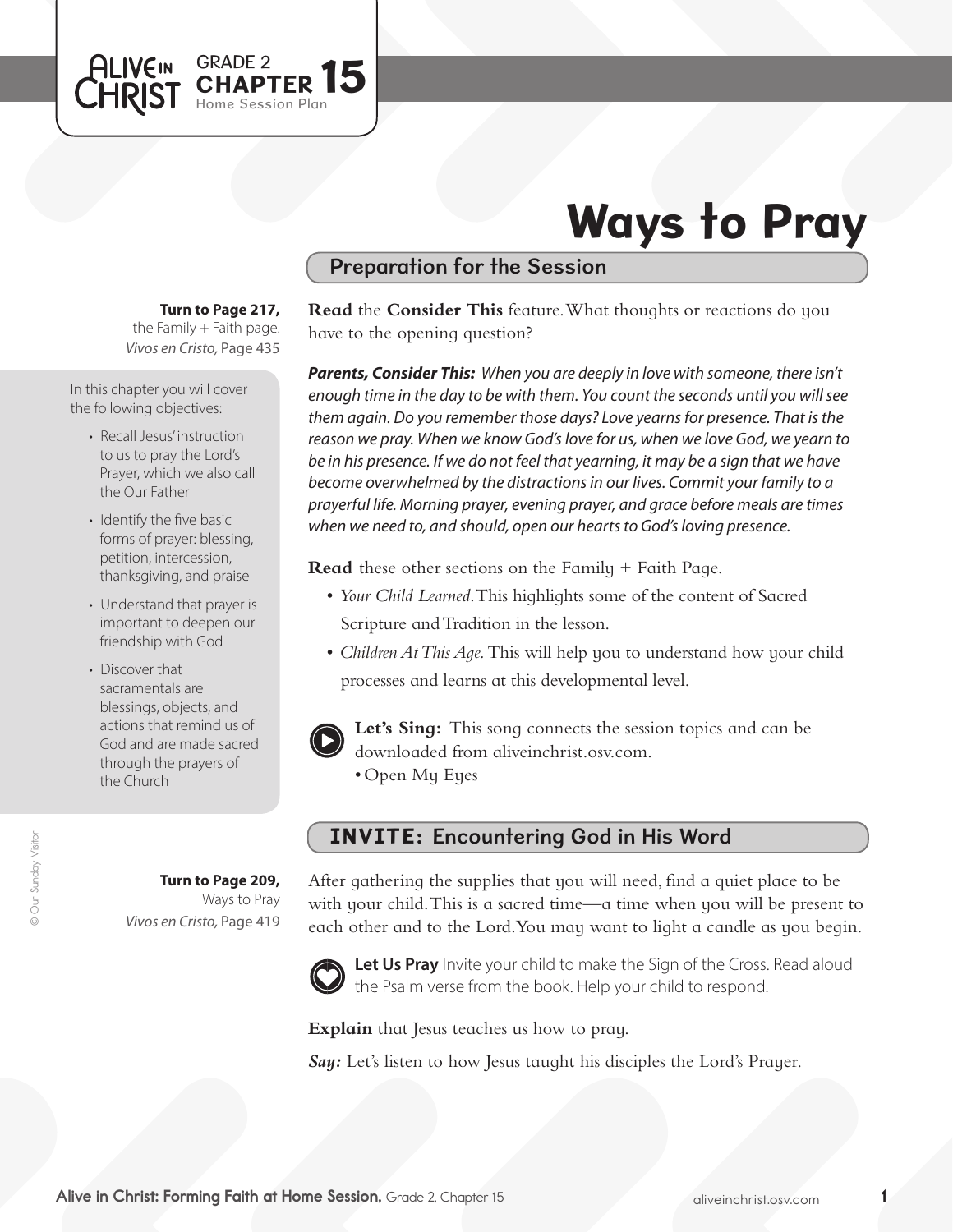ALIVE IN CHRIST GRADE 2 CHAPTER 15 Home Session Plan

# Ways to Pray

## Preparation for the Session

**Turn to Page 217,** the Family + Faith page.
*Vivos en Cristo,* Page 435

In this chapter you will cover the following objectives:

- Recall Jesus' instruction to us to pray the Lord's Prayer, which we also call the Our Father
- Identify the five basic forms of prayer: blessing, petition, intercession, thanksgiving, and praise
- Understand that prayer is important to deepen our friendship with God
- Discover that sacramentals are blessings, objects, and actions that remind us of God and are made sacred through the prayers of the Church

**Read** the **Consider This** feature. What thoughts or reactions do you have to the opening question?

***Parents, Consider This:*** *When you are deeply in love with someone, there isn't enough time in the day to be with them. You count the seconds until you will see them again. Do you remember those days? Love yearns for presence. That is the reason we pray. When we know God's love for us, when we love God, we yearn to be in his presence. If we do not feel that yearning, it may be a sign that we have become overwhelmed by the distractions in our lives. Commit your family to a prayerful life. Morning prayer, evening prayer, and grace before meals are times when we need to, and should, open our hearts to God's loving presence.*

**Read** these other sections on the Family + Faith Page.

- *Your Child Learned.* This highlights some of the content of Sacred Scripture and Tradition in the lesson.
- *Children At This Age.* This will help you to understand how your child processes and learns at this developmental level.

**Let's Sing:** This song connects the session topics and can be downloaded from aliveinchrist.osv.com.

- Open My Eyes

## INVITE: Encountering God in His Word

**Turn to Page 209,** Ways to Pray
*Vivos en Cristo,* Page 419

After gathering the supplies that you will need, find a quiet place to be with your child. This is a sacred time—a time when you will be present to each other and to the Lord. You may want to light a candle as you begin.

**Let Us Pray** Invite your child to make the Sign of the Cross. Read aloud the Psalm verse from the book. Help your child to respond.

**Explain** that Jesus teaches us how to pray.

***Say:*** Let's listen to how Jesus taught his disciples the Lord's Prayer.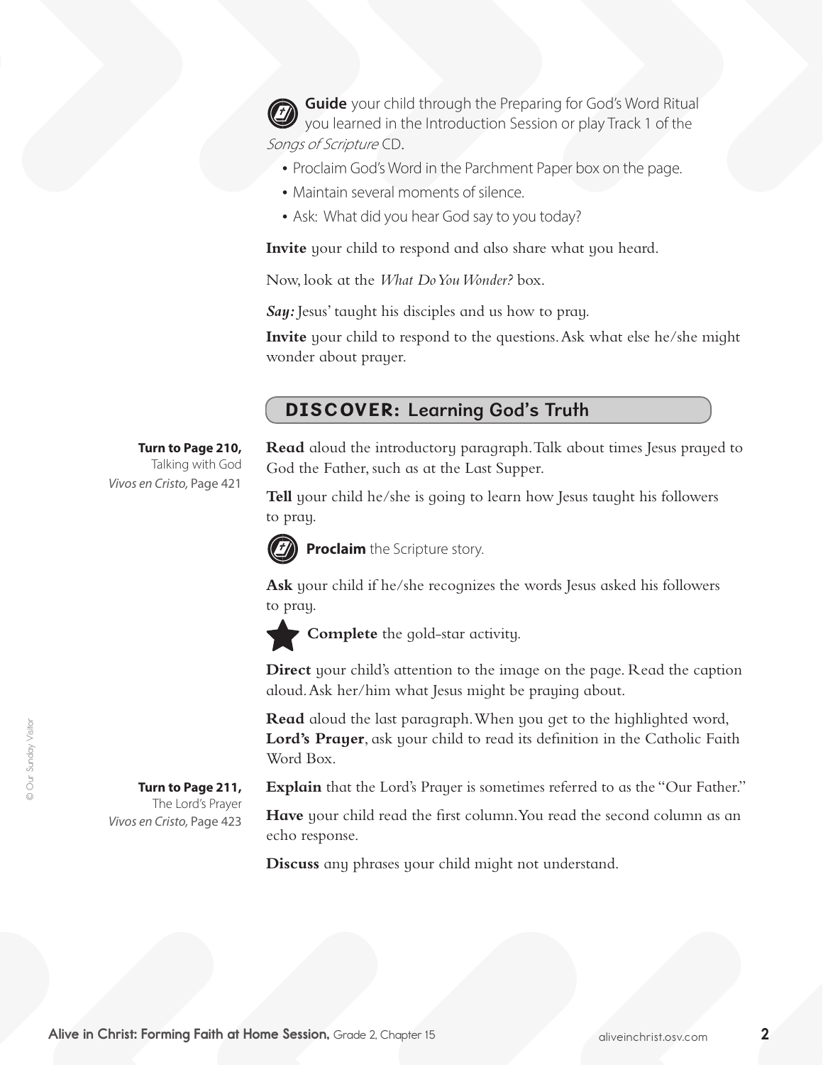**Guide** your child through the Preparing for God's Word Ritual you learned in the Introduction Session or play Track 1 of the *Songs of Scripture* CD.

- Proclaim God's Word in the Parchment Paper box on the page.
- Maintain several moments of silence.
- Ask: What did you hear God say to you today?

**Invite** your child to respond and also share what you heard.

Now, look at the *What Do You Wonder?* box.

***Say:*** Jesus' taught his disciples and us how to pray.

**Invite** your child to respond to the questions. Ask what else he/she might wonder about prayer.

## DISCOVER: Learning God's Truth

**Turn to Page 210,**
Talking with God
*Vivos en Cristo,* Page 421

**Read** aloud the introductory paragraph. Talk about times Jesus prayed to God the Father, such as at the Last Supper.

**Tell** your child he/she is going to learn how Jesus taught his followers to pray.

**Proclaim** the Scripture story.

**Ask** your child if he/she recognizes the words Jesus asked his followers to pray.

**Complete** the gold-star activity.

**Direct** your child's attention to the image on the page. Read the caption aloud. Ask her/him what Jesus might be praying about.

**Read** aloud the last paragraph. When you get to the highlighted word, **Lord's Prayer**, ask your child to read its definition in the Catholic Faith Word Box.

**Turn to Page 211,**
The Lord's Prayer
*Vivos en Cristo,* Page 423

**Explain** that the Lord's Prayer is sometimes referred to as the "Our Father."

**Have** your child read the first column. You read the second column as an echo response.

**Discuss** any phrases your child might not understand.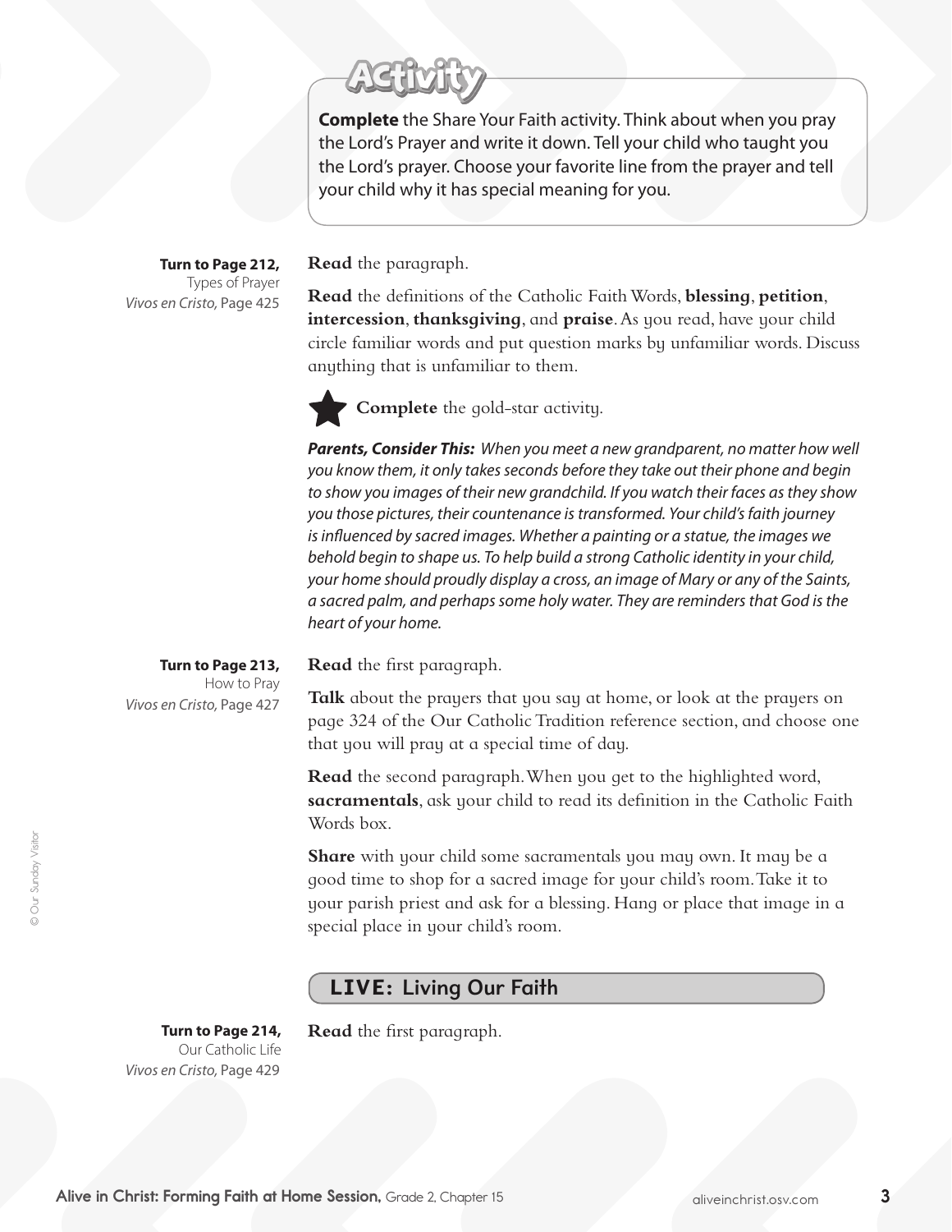## Activity

**Complete** the Share Your Faith activity. Think about when you pray the Lord's Prayer and write it down. Tell your child who taught you the Lord's prayer. Choose your favorite line from the prayer and tell your child why it has special meaning for you.

**Turn to Page 212,**
Types of Prayer
*Vivos en Cristo,* Page 425

**Read** the paragraph.

**Read** the definitions of the Catholic Faith Words, **blessing**, **petition**, **intercession**, **thanksgiving**, and **praise**. As you read, have your child circle familiar words and put question marks by unfamiliar words. Discuss anything that is unfamiliar to them.

★ **Complete** the gold-star activity.

***Parents, Consider This:*** *When you meet a new grandparent, no matter how well you know them, it only takes seconds before they take out their phone and begin to show you images of their new grandchild. If you watch their faces as they show you those pictures, their countenance is transformed. Your child's faith journey is influenced by sacred images. Whether a painting or a statue, the images we behold begin to shape us. To help build a strong Catholic identity in your child, your home should proudly display a cross, an image of Mary or any of the Saints, a sacred palm, and perhaps some holy water. They are reminders that God is the heart of your home.*

**Turn to Page 213,**
How to Pray
*Vivos en Cristo,* Page 427

**Read** the first paragraph.

**Talk** about the prayers that you say at home, or look at the prayers on page 324 of the Our Catholic Tradition reference section, and choose one that you will pray at a special time of day.

**Read** the second paragraph. When you get to the highlighted word, **sacramentals**, ask your child to read its definition in the Catholic Faith Words box.

**Share** with your child some sacramentals you may own. It may be a good time to shop for a sacred image for your child's room. Take it to your parish priest and ask for a blessing. Hang or place that image in a special place in your child's room.

## LIVE: Living Our Faith

**Turn to Page 214,**
Our Catholic Life
*Vivos en Cristo,* Page 429

**Read** the first paragraph.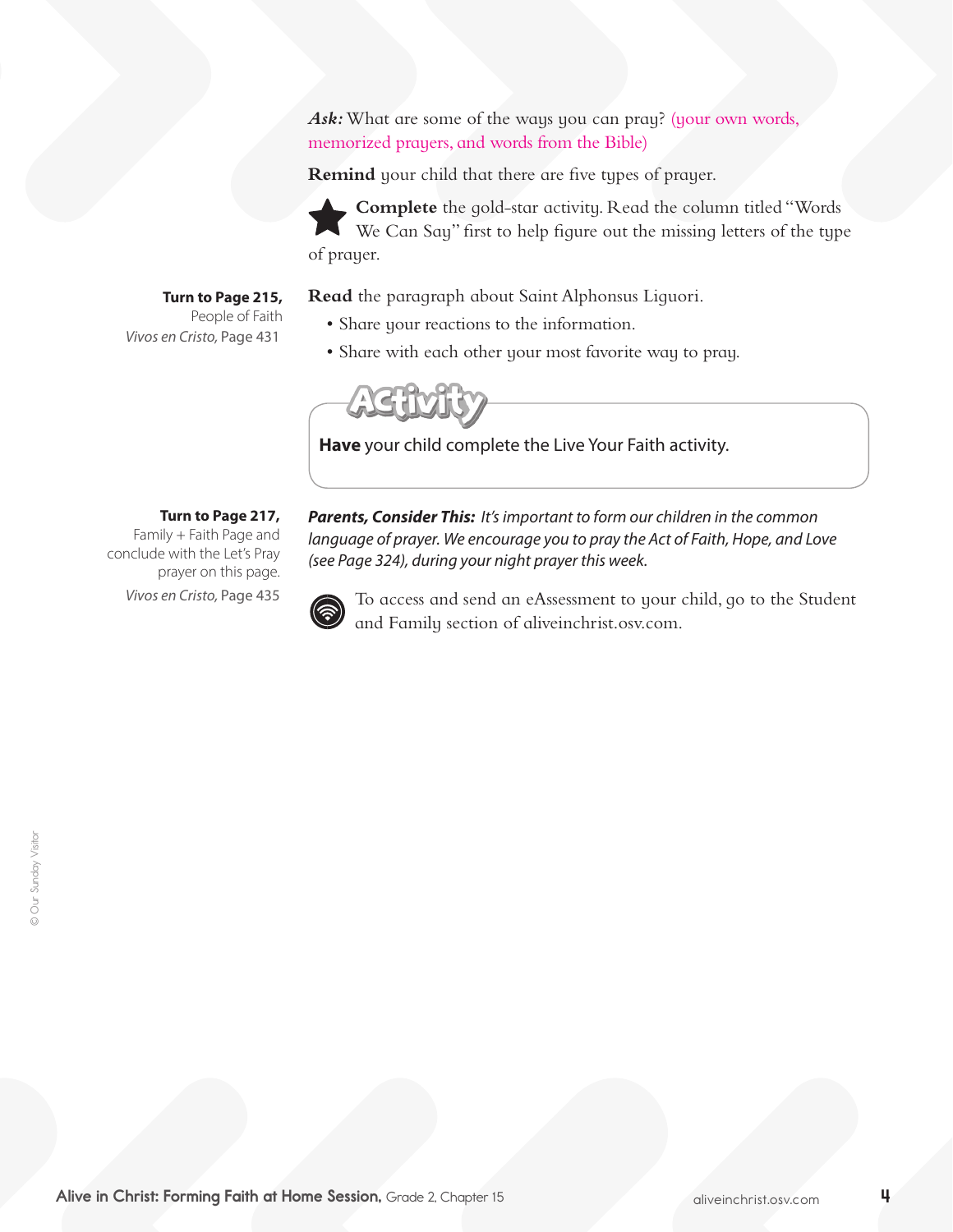***Ask:*** What are some of the ways you can pray? (your own words, memorized prayers, and words from the Bible)

**Remind** your child that there are five types of prayer.

★ **Complete** the gold-star activity. Read the column titled "Words We Can Say" first to help figure out the missing letters of the type of prayer.

**Turn to Page 215,**
People of Faith
*Vivos en Cristo*, Page 431

**Read** the paragraph about Saint Alphonsus Liguori.

- Share your reactions to the information.
- Share with each other your most favorite way to pray.

**Activity**

**Have** your child complete the Live Your Faith activity.

**Turn to Page 217,**
Family + Faith Page and conclude with the Let's Pray prayer on this page.
*Vivos en Cristo*, Page 435

***Parents, Consider This:*** *It's important to form our children in the common language of prayer. We encourage you to pray the Act of Faith, Hope, and Love (see Page 324), during your night prayer this week.*

To access and send an eAssessment to your child, go to the Student and Family section of aliveinchrist.osv.com.

© Our Sunday Visitor